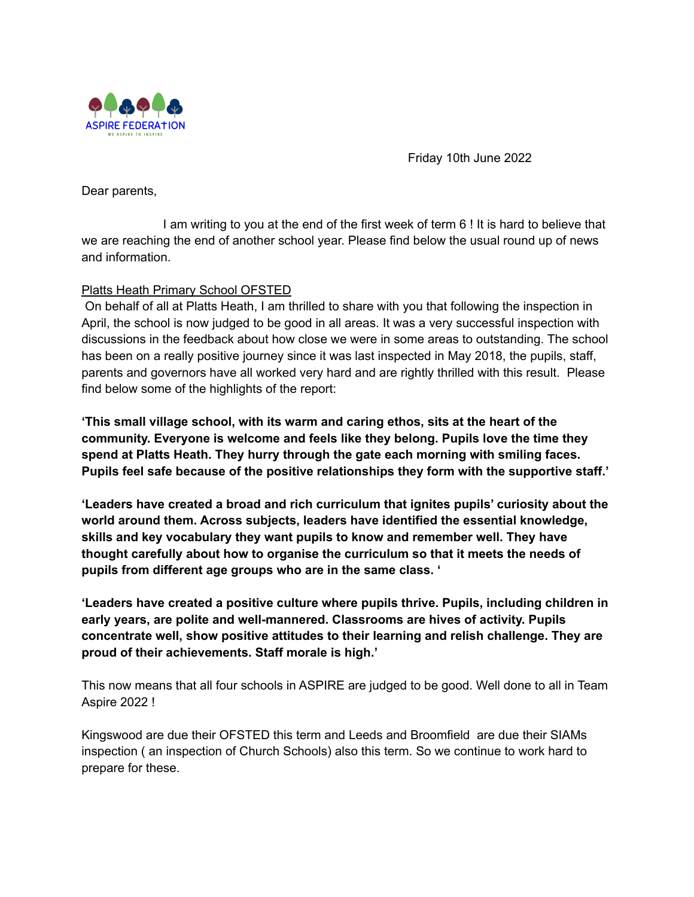ASPIRE FEDERATION

WE ASPIRE TO INSPIRE

Friday 10th June 2022

Dear parents,

I am writing to you at the end of the first week of term 6 ! It is hard to believe that we are reaching the end of another school year. Please find below the usual round up of news and information.

Platts Heath Primary School OFSTED

On behalf of all at Platts Heath, I am thrilled to share with you that following the inspection in April, the school is now judged to be good in all areas. It was a very successful inspection with discussions in the feedback about how close we were in some areas to outstanding. The school has been on a really positive journey since it was last inspected in May 2018, the pupils, staff, parents and governors have all worked very hard and are rightly thrilled with this result. Please find below some of the highlights of the report:

**'This small village school, with its warm and caring ethos, sits at the heart of the community. Everyone is welcome and feels like they belong. Pupils love the time they spend at Platts Heath. They hurry through the gate each morning with smiling faces. Pupils feel safe because of the positive relationships they form with the supportive staff.'**

**'Leaders have created a broad and rich curriculum that ignites pupils' curiosity about the world around them. Across subjects, leaders have identified the essential knowledge, skills and key vocabulary they want pupils to know and remember well. They have thought carefully about how to organise the curriculum so that it meets the needs of pupils from different age groups who are in the same class. '**

**'Leaders have created a positive culture where pupils thrive. Pupils, including children in early years, are polite and well-mannered. Classrooms are hives of activity. Pupils concentrate well, show positive attitudes to their learning and relish challenge. They are proud of their achievements. Staff morale is high.'**

This now means that all four schools in ASPIRE are judged to be good. Well done to all in Team Aspire 2022 !

Kingswood are due their OFSTED this term and Leeds and Broomfield are due their SIAMs inspection ( an inspection of Church Schools) also this term. So we continue to work hard to prepare for these.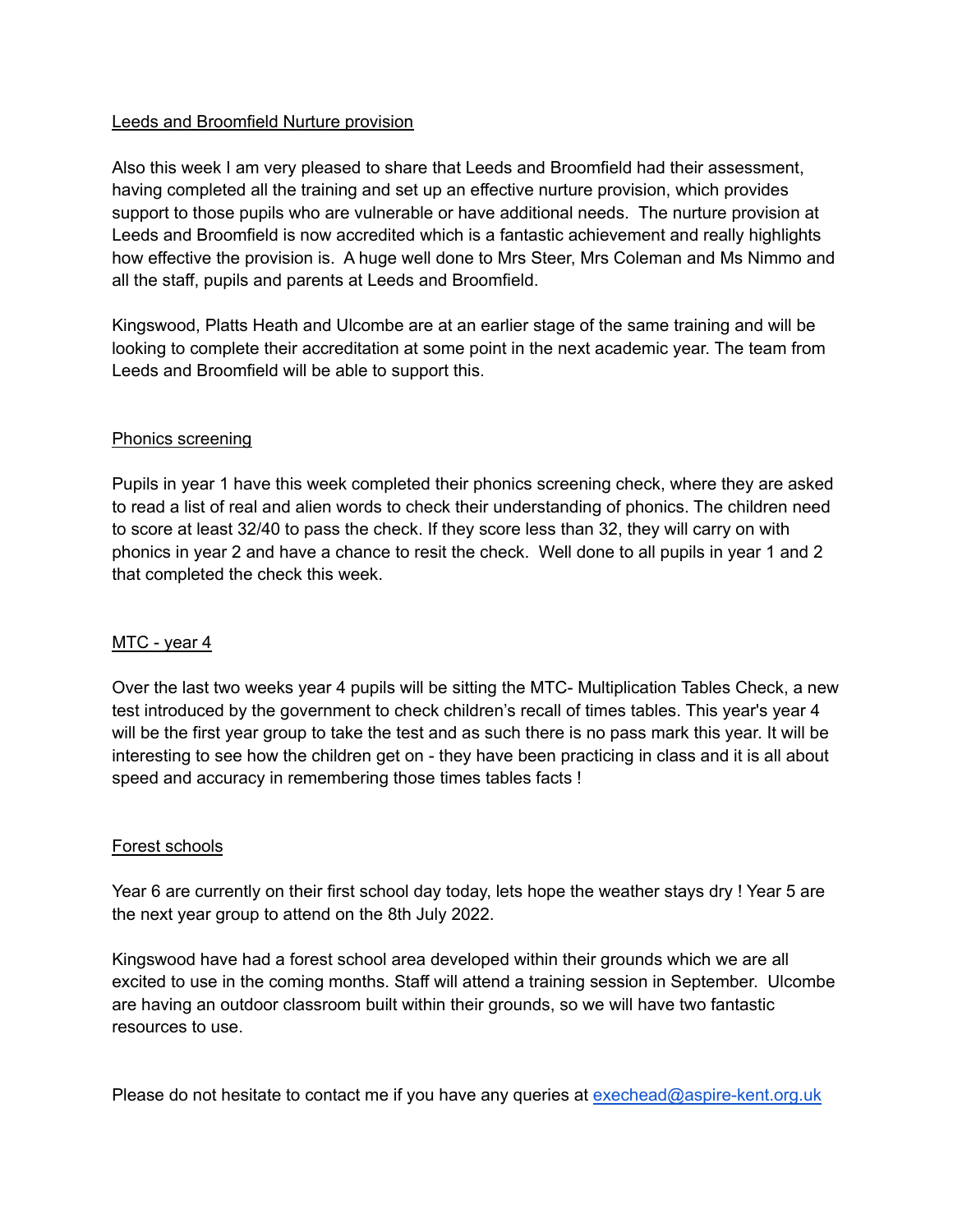<u>Leeds and Broomfield Nurture provision</u>

Also this week I am very pleased to share that Leeds and Broomfield had their assessment, having completed all the training and set up an effective nurture provision, which provides support to those pupils who are vulnerable or have additional needs. The nurture provision at Leeds and Broomfield is now accredited which is a fantastic achievement and really highlights how effective the provision is. A huge well done to Mrs Steer, Mrs Coleman and Ms Nimmo and all the staff, pupils and parents at Leeds and Broomfield.

Kingswood, Platts Heath and Ulcombe are at an earlier stage of the same training and will be looking to complete their accreditation at some point in the next academic year. The team from Leeds and Broomfield will be able to support this.

<u>Phonics screening</u>

Pupils in year 1 have this week completed their phonics screening check, where they are asked to read a list of real and alien words to check their understanding of phonics. The children need to score at least 32/40 to pass the check. If they score less than 32, they will carry on with phonics in year 2 and have a chance to resit the check. Well done to all pupils in year 1 and 2 that completed the check this week.

<u>MTC - year 4</u>

Over the last two weeks year 4 pupils will be sitting the MTC- Multiplication Tables Check, a new test introduced by the government to check children's recall of times tables. This year's year 4 will be the first year group to take the test and as such there is no pass mark this year. It will be interesting to see how the children get on - they have been practicing in class and it is all about speed and accuracy in remembering those times tables facts !

<u>Forest schools</u>

Year 6 are currently on their first school day today, lets hope the weather stays dry ! Year 5 are the next year group to attend on the 8th July 2022.

Kingswood have had a forest school area developed within their grounds which we are all excited to use in the coming months. Staff will attend a training session in September. Ulcombe are having an outdoor classroom built within their grounds, so we will have two fantastic resources to use.

Please do not hesitate to contact me if you have any queries at [exechead@aspire-kent.org.uk](mailto:exechead@aspire-kent.org.uk)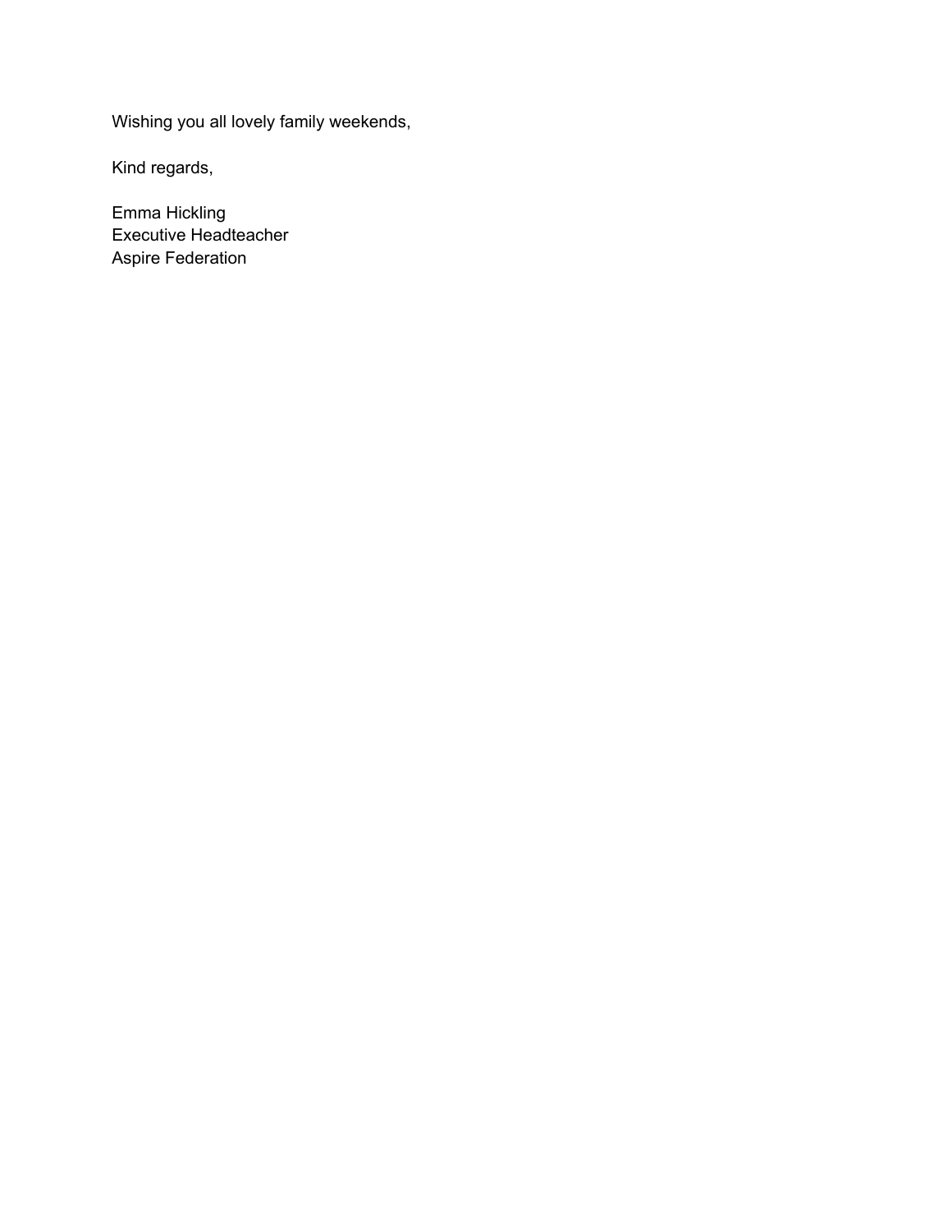Wishing you all lovely family weekends,

Kind regards,

Emma Hickling  
Executive Headteacher  
Aspire Federation